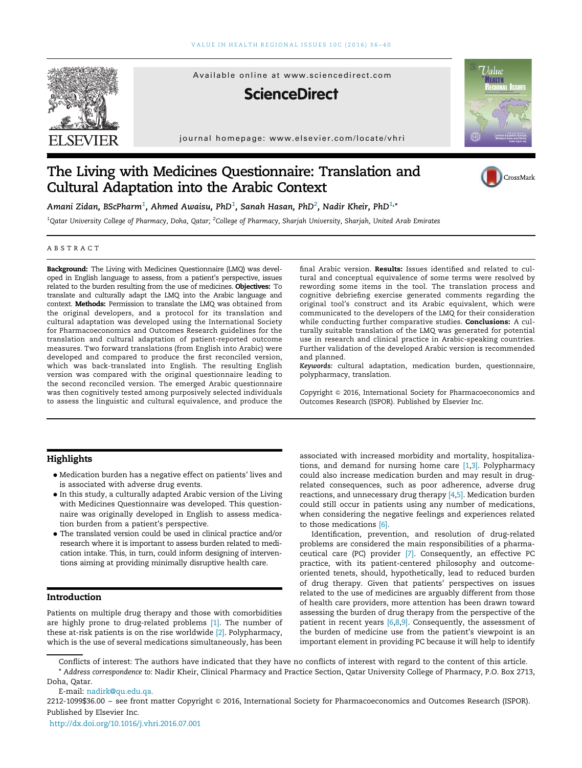# The Living with Medicines Questionnaire: Translation and Cultural Adaptation into the Arabic Context

*Amani Zidan, BScPharm*[1], *Ahmed Awaisu, PhD*[1], *Sanah Hasan, PhD*[2], *Nadir Kheir, PhD*[1,*]

[1]Qatar University College of Pharmacy, Doha, Qatar; [2]College of Pharmacy, Sharjah University, Sharjah, United Arab Emirates

## ABSTRACT

**Background:** The Living with Medicines Questionnaire (LMQ) was developed in English language to assess, from a patient's perspective, issues related to the burden resulting from the use of medicines. **Objectives:** To translate and culturally adapt the LMQ into the Arabic language and context. **Methods:** Permission to translate the LMQ was obtained from the original developers, and a protocol for its translation and cultural adaptation was developed using the International Society for Pharmacoeconomics and Outcomes Research guidelines for the translation and cultural adaptation of patient-reported outcome measures. Two forward translations (from English into Arabic) were developed and compared to produce the first reconciled version, which was back-translated into English. The resulting English version was compared with the original questionnaire leading to the second reconciled version. The emerged Arabic questionnaire was then cognitively tested among purposively selected individuals to assess the linguistic and cultural equivalence, and produce the final Arabic version. **Results:** Issues identified and related to cultural and conceptual equivalence of some terms were resolved by rewording some items in the tool. The translation process and cognitive debriefing exercise generated comments regarding the original tool's construct and its Arabic equivalent, which were communicated to the developers of the LMQ for their consideration while conducting further comparative studies. **Conclusions:** A culturally suitable translation of the LMQ was generated for potential use in research and clinical practice in Arabic-speaking countries. Further validation of the developed Arabic version is recommended and planned.

*Keywords:* cultural adaptation, medication burden, questionnaire, polypharmacy, translation.

Copyright © 2016, International Society for Pharmacoeconomics and Outcomes Research (ISPOR). Published by Elsevier Inc.

## Highlights

- Medication burden has a negative effect on patients' lives and is associated with adverse drug events.
- In this study, a culturally adapted Arabic version of the Living with Medicines Questionnaire was developed. This questionnaire was originally developed in English to assess medication burden from a patient's perspective.
- The translated version could be used in clinical practice and/or research where it is important to assess burden related to medication intake. This, in turn, could inform designing of interventions aiming at providing minimally disruptive health care.

## Introduction

Patients on multiple drug therapy and those with comorbidities are highly prone to drug-related problems [1]. The number of these at-risk patients is on the rise worldwide [2]. Polypharmacy, which is the use of several medications simultaneously, has been associated with increased morbidity and mortality, hospitalizations, and demand for nursing home care [1,3]. Polypharmacy could also increase medication burden and may result in drug-related consequences, such as poor adherence, adverse drug reactions, and unnecessary drug therapy [4,5]. Medication burden could still occur in patients using any number of medications, when considering the negative feelings and experiences related to those medications [6].

Identification, prevention, and resolution of drug-related problems are considered the main responsibilities of a pharmaceutical care (PC) provider [7]. Consequently, an effective PC practice, with its patient-centered philosophy and outcome-oriented tenets, should, hypothetically, lead to reduced burden of drug therapy. Given that patients' perspectives on issues related to the use of medicines are arguably different from those of health care providers, more attention has been drawn toward assessing the burden of drug therapy from the perspective of the patient in recent years [6,8,9]. Consequently, the assessment of the burden of medicine use from the patient's viewpoint is an important element in providing PC because it will help to identify

Conflicts of interest: The authors have indicated that they have no conflicts of interest with regard to the content of this article.

\* *Address correspondence to:* Nadir Kheir, Clinical Pharmacy and Practice Section, Qatar University College of Pharmacy, P.O. Box 2713, Doha, Qatar.

E-mail: nadirk@qu.edu.qa.

2212-1099$36.00 – see front matter Copyright © 2016, International Society for Pharmacoeconomics and Outcomes Research (ISPOR). Published by Elsevier Inc.

http://dx.doi.org/10.1016/j.vhri.2016.07.001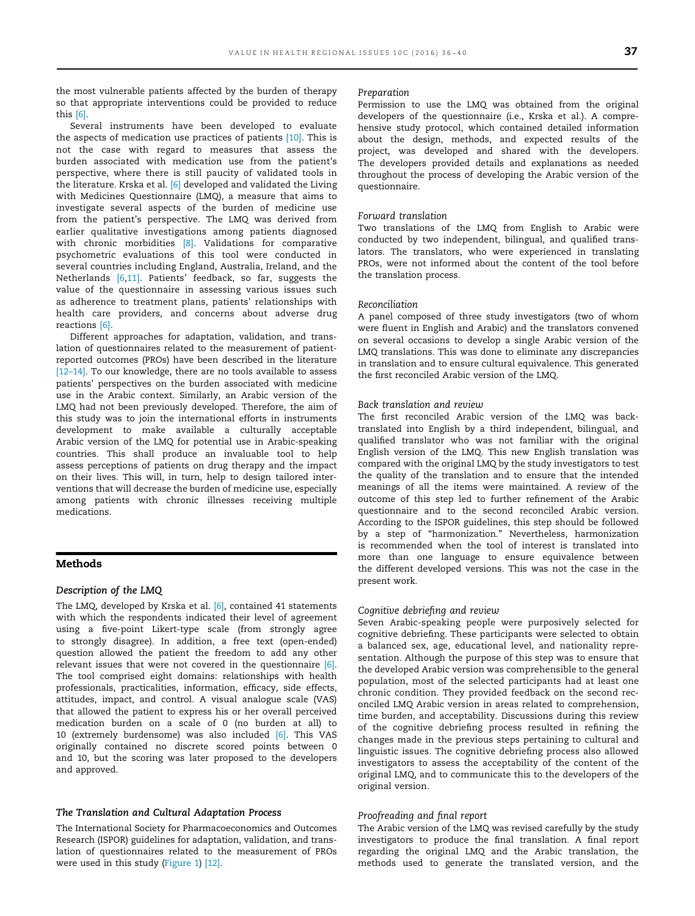the most vulnerable patients affected by the burden of therapy so that appropriate interventions could be provided to reduce this [6].

Several instruments have been developed to evaluate the aspects of medication use practices of patients [10]. This is not the case with regard to measures that assess the burden associated with medication use from the patient's perspective, where there is still paucity of validated tools in the literature. Krska et al. [6] developed and validated the Living with Medicines Questionnaire (LMQ), a measure that aims to investigate several aspects of the burden of medicine use from the patient's perspective. The LMQ was derived from earlier qualitative investigations among patients diagnosed with chronic morbidities [8]. Validations for comparative psychometric evaluations of this tool were conducted in several countries including England, Australia, Ireland, and the Netherlands [6,11]. Patients' feedback, so far, suggests the value of the questionnaire in assessing various issues such as adherence to treatment plans, patients' relationships with health care providers, and concerns about adverse drug reactions [6].

Different approaches for adaptation, validation, and translation of questionnaires related to the measurement of patient-reported outcomes (PROs) have been described in the literature [12–14]. To our knowledge, there are no tools available to assess patients' perspectives on the burden associated with medicine use in the Arabic context. Similarly, an Arabic version of the LMQ had not been previously developed. Therefore, the aim of this study was to join the international efforts in instruments development to make available a culturally acceptable Arabic version of the LMQ for potential use in Arabic-speaking countries. This shall produce an invaluable tool to help assess perceptions of patients on drug therapy and the impact on their lives. This will, in turn, help to design tailored interventions that will decrease the burden of medicine use, especially among patients with chronic illnesses receiving multiple medications.

## Methods

### Description of the LMQ

The LMQ, developed by Krska et al. [6], contained 41 statements with which the respondents indicated their level of agreement using a five-point Likert-type scale (from strongly agree to strongly disagree). In addition, a free text (open-ended) question allowed the patient the freedom to add any other relevant issues that were not covered in the questionnaire [6]. The tool comprised eight domains: relationships with health professionals, practicalities, information, efficacy, side effects, attitudes, impact, and control. A visual analogue scale (VAS) that allowed the patient to express his or her overall perceived medication burden on a scale of 0 (no burden at all) to 10 (extremely burdensome) was also included [6]. This VAS originally contained no discrete scored points between 0 and 10, but the scoring was later proposed to the developers and approved.

### The Translation and Cultural Adaptation Process

The International Society for Pharmacoeconomics and Outcomes Research (ISPOR) guidelines for adaptation, validation, and translation of questionnaires related to the measurement of PROs were used in this study (Figure 1) [12].

#### Preparation

Permission to use the LMQ was obtained from the original developers of the questionnaire (i.e., Krska et al.). A comprehensive study protocol, which contained detailed information about the design, methods, and expected results of the project, was developed and shared with the developers. The developers provided details and explanations as needed throughout the process of developing the Arabic version of the questionnaire.

#### Forward translation

Two translations of the LMQ from English to Arabic were conducted by two independent, bilingual, and qualified translators. The translators, who were experienced in translating PROs, were not informed about the content of the tool before the translation process.

#### Reconciliation

A panel composed of three study investigators (two of whom were fluent in English and Arabic) and the translators convened on several occasions to develop a single Arabic version of the LMQ translations. This was done to eliminate any discrepancies in translation and to ensure cultural equivalence. This generated the first reconciled Arabic version of the LMQ.

#### Back translation and review

The first reconciled Arabic version of the LMQ was back-translated into English by a third independent, bilingual, and qualified translator who was not familiar with the original English version of the LMQ. This new English translation was compared with the original LMQ by the study investigators to test the quality of the translation and to ensure that the intended meanings of all the items were maintained. A review of the outcome of this step led to further refinement of the Arabic questionnaire and to the second reconciled Arabic version. According to the ISPOR guidelines, this step should be followed by a step of "harmonization." Nevertheless, harmonization is recommended when the tool of interest is translated into more than one language to ensure equivalence between the different developed versions. This was not the case in the present work.

#### Cognitive debriefing and review

Seven Arabic-speaking people were purposively selected for cognitive debriefing. These participants were selected to obtain a balanced sex, age, educational level, and nationality representation. Although the purpose of this step was to ensure that the developed Arabic version was comprehensible to the general population, most of the selected participants had at least one chronic condition. They provided feedback on the second reconciled LMQ Arabic version in areas related to comprehension, time burden, and acceptability. Discussions during this review of the cognitive debriefing process resulted in refining the changes made in the previous steps pertaining to cultural and linguistic issues. The cognitive debriefing process also allowed investigators to assess the acceptability of the content of the original LMQ, and to communicate this to the developers of the original version.

#### Proofreading and final report

The Arabic version of the LMQ was revised carefully by the study investigators to produce the final translation. A final report regarding the original LMQ and the Arabic translation, the methods used to generate the translated version, and the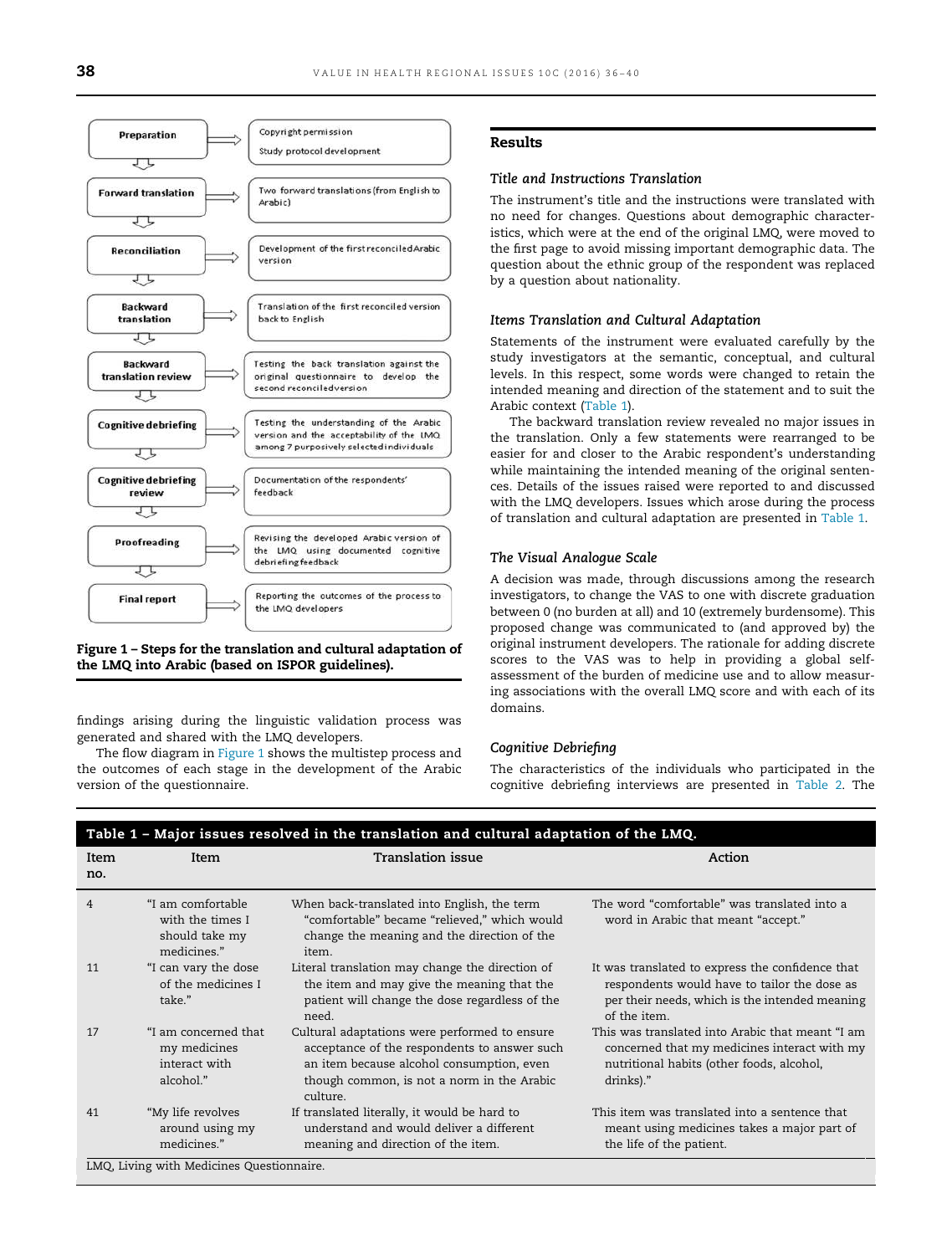| Step | Description |
|---|---|
| Preparation | Copyright permission; Study protocol development |
| Forward translation | Two forward translations (from English to Arabic) |
| Reconciliation | Development of the first reconciled Arabic version |
| Backward translation | Translation of the first reconciled version back to English |
| Backward translation review | Testing the back translation against the original questionnaire to develop the second reconciled version |
| Cognitive debriefing | Testing the understanding of the Arabic version and the acceptability of the LMQ among 7 purposively selected individuals |
| Cognitive debriefing review | Documentation of the respondents' feedback |
| Proofreading | Revising the developed Arabic version of the LMQ using documented cognitive debriefing feedback |
| Final report | Reporting the outcomes of the process to the LMQ developers |

**Figure 1 – Steps for the translation and cultural adaptation of the LMQ into Arabic (based on ISPOR guidelines).**

findings arising during the linguistic validation process was generated and shared with the LMQ developers.

The flow diagram in Figure 1 shows the multistep process and the outcomes of each stage in the development of the Arabic version of the questionnaire.

## Results

### Title and Instructions Translation

The instrument's title and the instructions were translated with no need for changes. Questions about demographic characteristics, which were at the end of the original LMQ, were moved to the first page to avoid missing important demographic data. The question about the ethnic group of the respondent was replaced by a question about nationality.

### Items Translation and Cultural Adaptation

Statements of the instrument were evaluated carefully by the study investigators at the semantic, conceptual, and cultural levels. In this respect, some words were changed to retain the intended meaning and direction of the statement and to suit the Arabic context (Table 1).

The backward translation review revealed no major issues in the translation. Only a few statements were rearranged to be easier for and closer to the Arabic respondent's understanding while maintaining the intended meaning of the original sentences. Details of the issues raised were reported to and discussed with the LMQ developers. Issues which arose during the process of translation and cultural adaptation are presented in Table 1.

### The Visual Analogue Scale

A decision was made, through discussions among the research investigators, to change the VAS to one with discrete graduation between 0 (no burden at all) and 10 (extremely burdensome). This proposed change was communicated to (and approved by) the original instrument developers. The rationale for adding discrete scores to the VAS was to help in providing a global self-assessment of the burden of medicine use and to allow measuring associations with the overall LMQ score and with each of its domains.

### Cognitive Debriefing

The characteristics of the individuals who participated in the cognitive debriefing interviews are presented in Table 2. The

**Table 1 – Major issues resolved in the translation and cultural adaptation of the LMQ.**

| Item no. | Item | Translation issue | Action |
|---|---|---|---|
| 4 | "I am comfortable with the times I should take my medicines." | When back-translated into English, the term "comfortable" became "relieved," which would change the meaning and the direction of the item. | The word "comfortable" was translated into a word in Arabic that meant "accept." |
| 11 | "I can vary the dose of the medicines I take." | Literal translation may change the direction of the item and may give the meaning that the patient will change the dose regardless of the need. | It was translated to express the confidence that respondents would have to tailor the dose as per their needs, which is the intended meaning of the item. |
| 17 | "I am concerned that my medicines interact with alcohol." | Cultural adaptations were performed to ensure acceptance of the respondents to answer such an item because alcohol consumption, even though common, is not a norm in the Arabic culture. | This was translated into Arabic that meant "I am concerned that my medicines interact with my nutritional habits (other foods, alcohol, drinks)." |
| 41 | "My life revolves around using my medicines." | If translated literally, it would be hard to understand and would deliver a different meaning and direction of the item. | This item was translated into a sentence that meant using medicines takes a major part of the life of the patient. |

LMQ, Living with Medicines Questionnaire.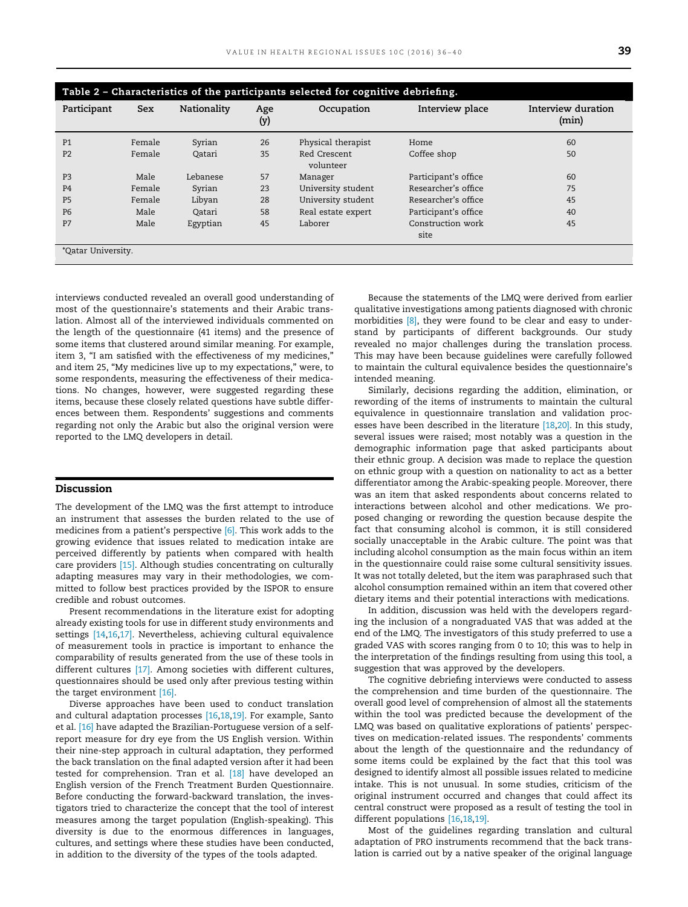**Table 2 – Characteristics of the participants selected for cognitive debriefing.**

| Participant | Sex | Nationality | Age (y) | Occupation | Interview place | Interview duration (min) |
|---|---|---|---|---|---|---|
| P1 | Female | Syrian | 26 | Physical therapist | Home | 60 |
| P2 | Female | Qatari | 35 | Red Crescent volunteer | Coffee shop | 50 |
| P3 | Male | Lebanese | 57 | Manager | Participant's office | 60 |
| P4 | Female | Syrian | 23 | University student | Researcher's office | 75 |
| P5 | Female | Libyan | 28 | University student | Researcher's office | 45 |
| P6 | Male | Qatari | 58 | Real estate expert | Participant's office | 40 |
| P7 | Male | Egyptian | 45 | Laborer | Construction work site | 45 |

*Qatar University.

interviews conducted revealed an overall good understanding of most of the questionnaire's statements and their Arabic translation. Almost all of the interviewed individuals commented on the length of the questionnaire (41 items) and the presence of some items that clustered around similar meaning. For example, item 3, "I am satisfied with the effectiveness of my medicines," and item 25, "My medicines live up to my expectations," were, to some respondents, measuring the effectiveness of their medications. No changes, however, were suggested regarding these items, because these closely related questions have subtle differences between them. Respondents' suggestions and comments regarding not only the Arabic but also the original version were reported to the LMQ developers in detail.

## Discussion

The development of the LMQ was the first attempt to introduce an instrument that assesses the burden related to the use of medicines from a patient's perspective [6]. This work adds to the growing evidence that issues related to medication intake are perceived differently by patients when compared with health care providers [15]. Although studies concentrating on culturally adapting measures may vary in their methodologies, we committed to follow best practices provided by the ISPOR to ensure credible and robust outcomes.

Present recommendations in the literature exist for adopting already existing tools for use in different study environments and settings [14,16,17]. Nevertheless, achieving cultural equivalence of measurement tools in practice is important to enhance the comparability of results generated from the use of these tools in different cultures [17]. Among societies with different cultures, questionnaires should be used only after previous testing within the target environment [16].

Diverse approaches have been used to conduct translation and cultural adaptation processes [16,18,19]. For example, Santo et al. [16] have adapted the Brazilian-Portuguese version of a self-report measure for dry eye from the US English version. Within their nine-step approach in cultural adaptation, they performed the back translation on the final adapted version after it had been tested for comprehension. Tran et al. [18] have developed an English version of the French Treatment Burden Questionnaire. Before conducting the forward-backward translation, the investigators tried to characterize the concept that the tool of interest measures among the target population (English-speaking). This diversity is due to the enormous differences in languages, cultures, and settings where these studies have been conducted, in addition to the diversity of the types of the tools adapted.

Because the statements of the LMQ were derived from earlier qualitative investigations among patients diagnosed with chronic morbidities [8], they were found to be clear and easy to understand by participants of different backgrounds. Our study revealed no major challenges during the translation process. This may have been because guidelines were carefully followed to maintain the cultural equivalence besides the questionnaire's intended meaning.

Similarly, decisions regarding the addition, elimination, or rewording of the items of instruments to maintain the cultural equivalence in questionnaire translation and validation processes have been described in the literature [18,20]. In this study, several issues were raised; most notably was a question in the demographic information page that asked participants about their ethnic group. A decision was made to replace the question on ethnic group with a question on nationality to act as a better differentiator among the Arabic-speaking people. Moreover, there was an item that asked respondents about concerns related to interactions between alcohol and other medications. We proposed changing or rewording the question because despite the fact that consuming alcohol is common, it is still considered socially unacceptable in the Arabic culture. The point was that including alcohol consumption as the main focus within an item in the questionnaire could raise some cultural sensitivity issues. It was not totally deleted, but the item was paraphrased such that alcohol consumption remained within an item that covered other dietary items and their potential interactions with medications.

In addition, discussion was held with the developers regarding the inclusion of a nongraduated VAS that was added at the end of the LMQ. The investigators of this study preferred to use a graded VAS with scores ranging from 0 to 10; this was to help in the interpretation of the findings resulting from using this tool, a suggestion that was approved by the developers.

The cognitive debriefing interviews were conducted to assess the comprehension and time burden of the questionnaire. The overall good level of comprehension of almost all the statements within the tool was predicted because the development of the LMQ was based on qualitative explorations of patients' perspectives on medication-related issues. The respondents' comments about the length of the questionnaire and the redundancy of some items could be explained by the fact that this tool was designed to identify almost all possible issues related to medicine intake. This is not unusual. In some studies, criticism of the original instrument occurred and changes that could affect its central construct were proposed as a result of testing the tool in different populations [16,18,19].

Most of the guidelines regarding translation and cultural adaptation of PRO instruments recommend that the back translation is carried out by a native speaker of the original language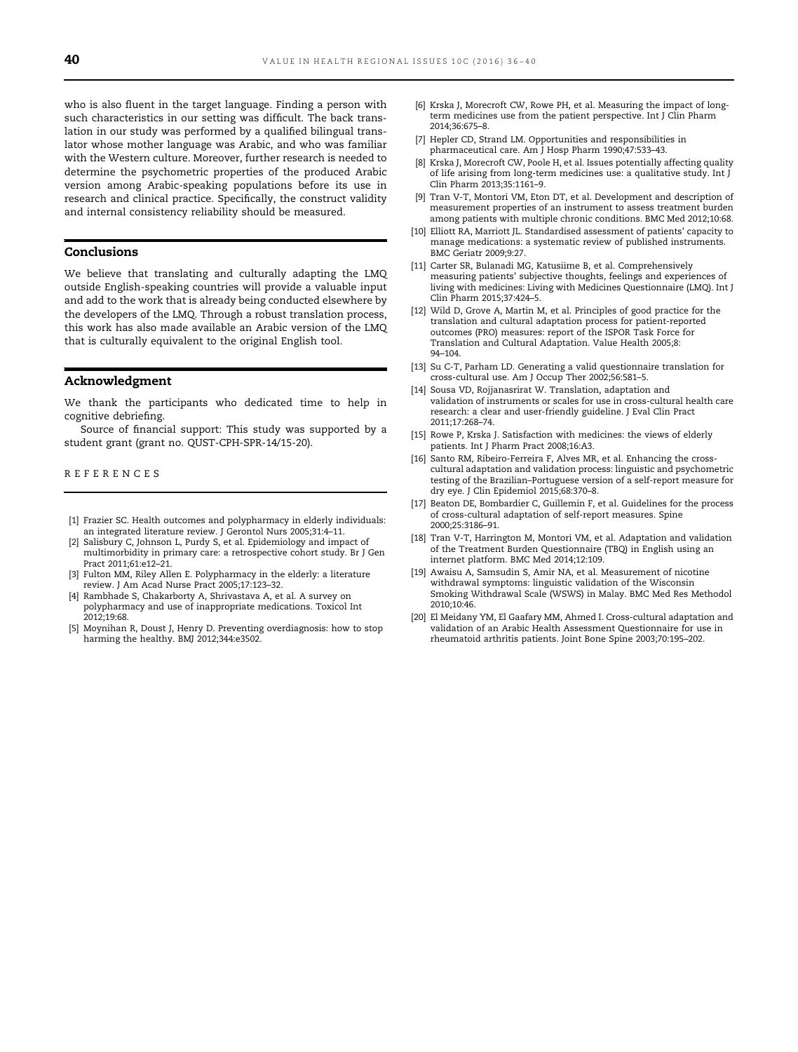who is also fluent in the target language. Finding a person with such characteristics in our setting was difficult. The back translation in our study was performed by a qualified bilingual translator whose mother language was Arabic, and who was familiar with the Western culture. Moreover, further research is needed to determine the psychometric properties of the produced Arabic version among Arabic-speaking populations before its use in research and clinical practice. Specifically, the construct validity and internal consistency reliability should be measured.

## Conclusions

We believe that translating and culturally adapting the LMQ outside English-speaking countries will provide a valuable input and add to the work that is already being conducted elsewhere by the developers of the LMQ. Through a robust translation process, this work has also made available an Arabic version of the LMQ that is culturally equivalent to the original English tool.

## Acknowledgment

We thank the participants who dedicated time to help in cognitive debriefing.

Source of financial support: This study was supported by a student grant (grant no. QUST-CPH-SPR-14/15-20).

## REFERENCES

[1] Frazier SC. Health outcomes and polypharmacy in elderly individuals: an integrated literature review. J Gerontol Nurs 2005;31:4–11.

[2] Salisbury C, Johnson L, Purdy S, et al. Epidemiology and impact of multimorbidity in primary care: a retrospective cohort study. Br J Gen Pract 2011;61:e12–21.

[3] Fulton MM, Riley Allen E. Polypharmacy in the elderly: a literature review. J Am Acad Nurse Pract 2005;17:123–32.

[4] Rambhade S, Chakarborty A, Shrivastava A, et al. A survey on polypharmacy and use of inappropriate medications. Toxicol Int 2012;19:68.

[5] Moynihan R, Doust J, Henry D. Preventing overdiagnosis: how to stop harming the healthy. BMJ 2012;344:e3502.

[6] Krska J, Morecroft CW, Rowe PH, et al. Measuring the impact of long-term medicines use from the patient perspective. Int J Clin Pharm 2014;36:675–8.

[7] Hepler CD, Strand LM. Opportunities and responsibilities in pharmaceutical care. Am J Hosp Pharm 1990;47:533–43.

[8] Krska J, Morecroft CW, Poole H, et al. Issues potentially affecting quality of life arising from long-term medicines use: a qualitative study. Int J Clin Pharm 2013;35:1161–9.

[9] Tran V-T, Montori VM, Eton DT, et al. Development and description of measurement properties of an instrument to assess treatment burden among patients with multiple chronic conditions. BMC Med 2012;10:68.

[10] Elliott RA, Marriott JL. Standardised assessment of patients' capacity to manage medications: a systematic review of published instruments. BMC Geriatr 2009;9:27.

[11] Carter SR, Bulanadi MG, Katusiime B, et al. Comprehensively measuring patients' subjective thoughts, feelings and experiences of living with medicines: Living with Medicines Questionnaire (LMQ). Int J Clin Pharm 2015;37:424–5.

[12] Wild D, Grove A, Martin M, et al. Principles of good practice for the translation and cultural adaptation process for patient-reported outcomes (PRO) measures: report of the ISPOR Task Force for Translation and Cultural Adaptation. Value Health 2005;8:94–104.

[13] Su C-T, Parham LD. Generating a valid questionnaire translation for cross-cultural use. Am J Occup Ther 2002;56:581–5.

[14] Sousa VD, Rojjanasrirat W. Translation, adaptation and validation of instruments or scales for use in cross-cultural health care research: a clear and user-friendly guideline. J Eval Clin Pract 2011;17:268–74.

[15] Rowe P, Krska J. Satisfaction with medicines: the views of elderly patients. Int J Pharm Pract 2008;16:A3.

[16] Santo RM, Ribeiro-Ferreira F, Alves MR, et al. Enhancing the cross-cultural adaptation and validation process: linguistic and psychometric testing of the Brazilian–Portuguese version of a self-report measure for dry eye. J Clin Epidemiol 2015;68:370–8.

[17] Beaton DE, Bombardier C, Guillemin F, et al. Guidelines for the process of cross-cultural adaptation of self-report measures. Spine 2000;25:3186–91.

[18] Tran V-T, Harrington M, Montori VM, et al. Adaptation and validation of the Treatment Burden Questionnaire (TBQ) in English using an internet platform. BMC Med 2014;12:109.

[19] Awaisu A, Samsudin S, Amir NA, et al. Measurement of nicotine withdrawal symptoms: linguistic validation of the Wisconsin Smoking Withdrawal Scale (WSWS) in Malay. BMC Med Res Methodol 2010;10:46.

[20] El Meidany YM, El Gaafary MM, Ahmed I. Cross-cultural adaptation and validation of an Arabic Health Assessment Questionnaire for use in rheumatoid arthritis patients. Joint Bone Spine 2003;70:195–202.